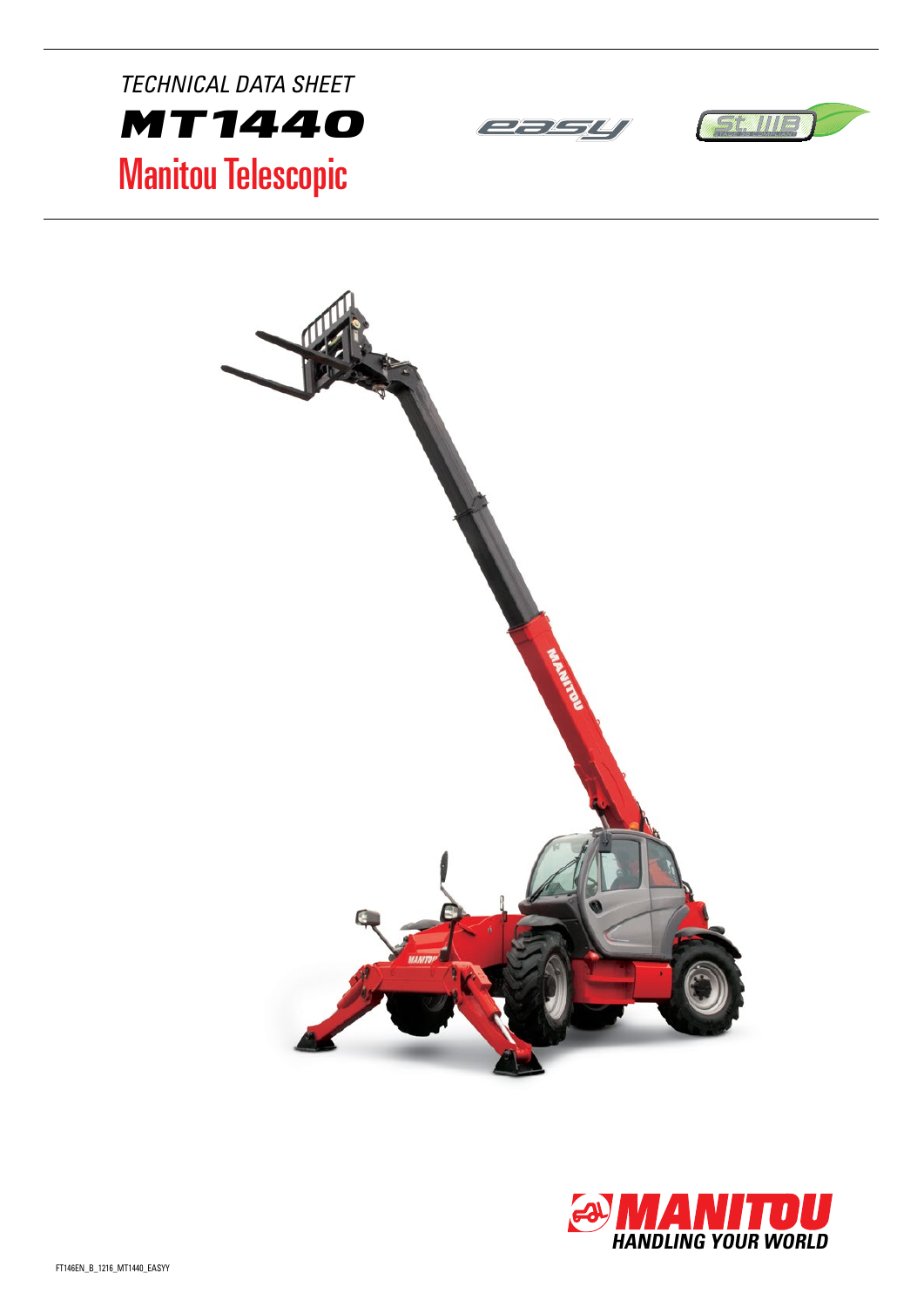*TECHNICAL DATA SHEET*

# MT1440

## Manitou Telescopic

easy

St IIIB

MANITOU
HANDLING YOUR WORLD

FT146EN_B_1216_MT1440_EASYY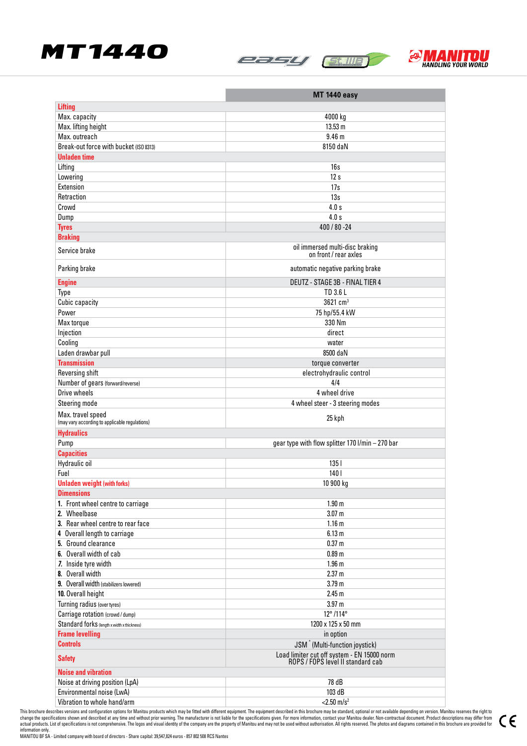# MT1440

easy — St IIIB — MANITOU HANDLING YOUR WORLD

| | MT 1440 easy |
|---|---|
| **Lifting** | |
| Max. capacity | 4000 kg |
| Max. lifting height | 13.53 m |
| Max. outreach | 9.46 m |
| Break-out force with bucket (ISO 8313) | 8150 daN |
| **Unladen time** | |
| Lifting | 16s |
| Lowering | 12 s |
| Extension | 17s |
| Retraction | 13s |
| Crowd | 4.0 s |
| Dump | 4.0 s |
| **Tyres** | 400 / 80 -24 |
| **Braking** | |
| Service brake | oil immersed multi-disc braking on front / rear axles |
| Parking brake | automatic negative parking brake |
| **Engine** | DEUTZ - STAGE 3B - FINAL TIER 4 |
| Type | TD 3.6 L |
| Cubic capacity | 3621 cm³ |
| Power | 75 hp/55.4 kW |
| Max torque | 330 Nm |
| Injection | direct |
| Cooling | water |
| Laden drawbar pull | 8500 daN |
| **Transmission** | torque converter |
| Reversing shift | electrohydraulic control |
| Number of gears (forward/reverse) | 4/4 |
| Drive wheels | 4 wheel drive |
| Steering mode | 4 wheel steer - 3 steering modes |
| Max. travel speed (may vary according to applicable regulations) | 25 kph |
| **Hydraulics** | |
| Pump | gear type with flow splitter 170 l/min – 270 bar |
| **Capacities** | |
| Hydraulic oil | 135 l |
| Fuel | 140 l |
| **Unladen weight (with forks)** | 10 900 kg |
| **Dimensions** | |
| 1. Front wheel centre to carriage | 1.90 m |
| 2. Wheelbase | 3.07 m |
| 3. Rear wheel centre to rear face | 1.16 m |
| 4 Overall length to carriage | 6.13 m |
| 5. Ground clearance | 0.37 m |
| 6. Overall width of cab | 0.89 m |
| 7. Inside tyre width | 1.96 m |
| 8. Overall width | 2.37 m |
| 9. Overall width (stabilizers lowered) | 3.79 m |
| 10. Overall height | 2.45 m |
| Turning radius (over tyres) | 3.97 m |
| Carriage rotation (crowd / dump) | 12° /114° |
| Standard forks (length x width x thickness) | 1200 x 125 x 50 mm |
| **Frame levelling** | in option |
| **Controls** | JSM® (Multi-function joystick) |
| **Safety** | Load limiter cut off system - EN 15000 norm ROPS / FOPS level II standard cab |
| **Noise and vibration** | |
| Noise at driving position (LpA) | 78 dB |
| Environmental noise (LwA) | 103 dB |
| Vibration to whole hand/arm | <2.50 m/s² |

This brochure describes versions and configuration options for Manitou products which may be fitted with different equipment. The equipment described in this brochure may be standard, optional or not available depending on version. Manitou reserves the right to change the specifications shown and described at any time and without prior warning. The manufacturer is not liable for the specifications given. For more information, contact your Manitou dealer. Non-contractual document. Product descriptions may differ from actual products. List of specifications is not comprehensive. The logos and visual identity of the company are the property of Manitou and may not be used without authorisation. All rights reserved. The photos and diagrams contained in this brochure are provided for information only.

MANITOU BF SA - Limited company with board of directors - Share capital: 39,547,824 euros - 857 802 508 RCS Nantes

CE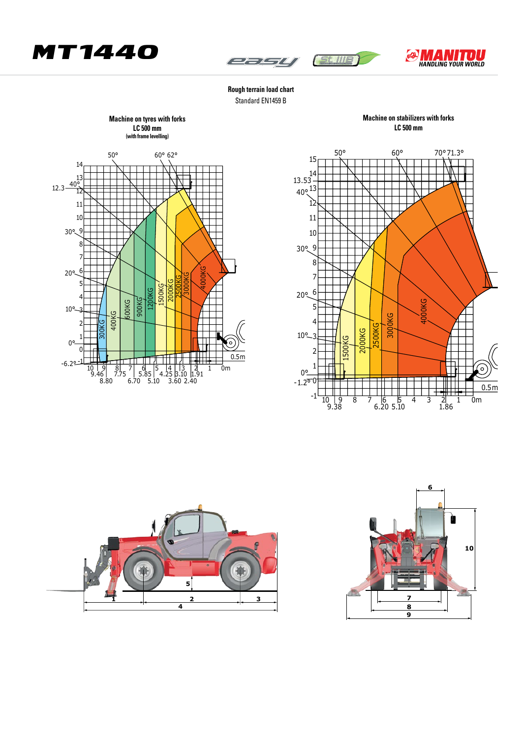# MT1440

easy

St IIIB

MANITOU HANDLING YOUR WORLD

**Rough terrain load chart**

Standard EN1459 B

**Machine on tyres with forks**
**LC 500 mm**
**(with frame levelling)**

50° 60° 62°
40° 30° 20° 10° 0° -6.2°
12.3
14 13 12 11 10 9 8 7 6 5 4 3 2 1 0 -1
300KG 400KG 600KG 900KG 1200KG 1500KG 2000KG 2500KG 3000KG 4000KG
10 9 8 7 6 5 4 3 2 1 0m
9.46 7.75 5.85 4.25 3.10 1.91
8.80 6.70 5.10 3.60 2.40
0.5m

**Machine on stabilizers with forks**
**LC 500 mm**

50° 60° 70° 71.3°
40° 30° 20° 10° 0° -1.2°
13.53
15 14 13 12 11 10 9 8 7 6 5 4 3 2 1 0 -1
1500KG 2000KG 2500KG 3000KG 4000KG
10 9 8 7 6 5 4 3 2 1 0m
9.38 6.20 5.10 1.86
0.5m

1 2 3 4 5

6 7 8 9 10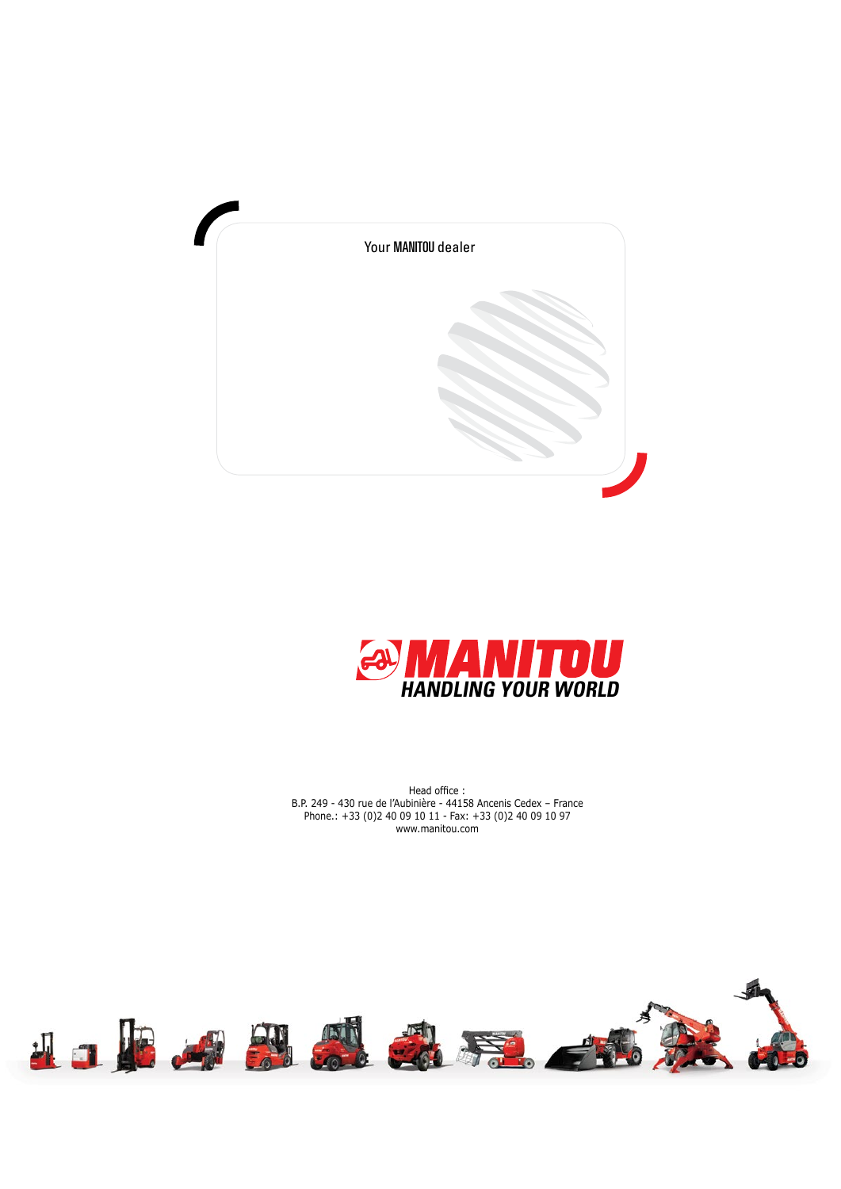Your MANITOU dealer

MANITOU
HANDLING YOUR WORLD

Head office :
B.P. 249 - 430 rue de l'Aubinière - 44158 Ancenis Cedex – France
Phone.: +33 (0)2 40 09 10 11 - Fax: +33 (0)2 40 09 10 97
www.manitou.com